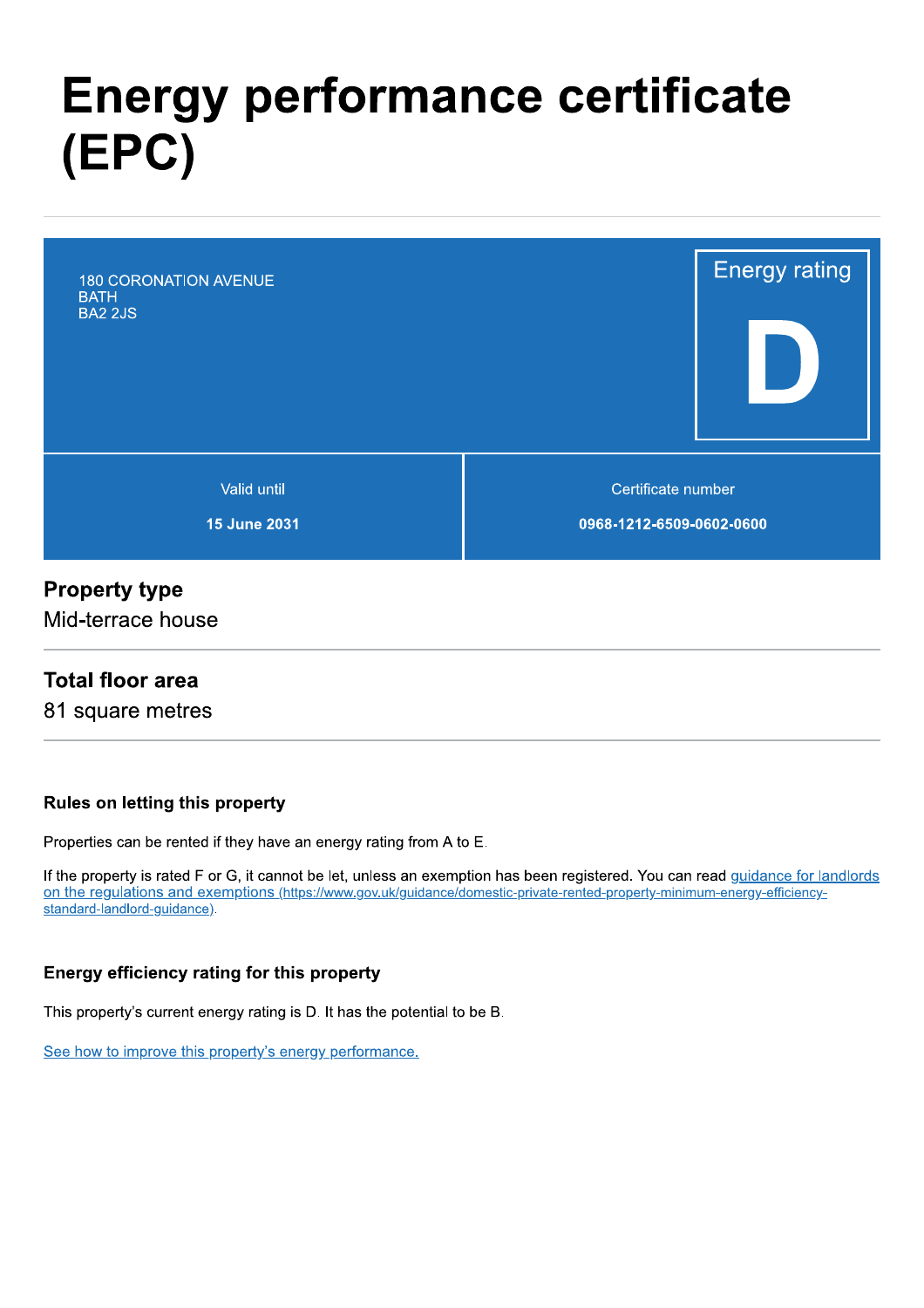# Energy performance certificate (EPC)

180 CORONATION AVENUE
BATH
BA2 2JS

Energy rating

**D**

| Valid until | Certificate number |
|---|---|
| **15 June 2031** | **0968-1212-6509-0602-0600** |

## Property type

Mid-terrace house

## Total floor area

81 square metres

### Rules on letting this property

Properties can be rented if they have an energy rating from A to E.

If the property is rated F or G, it cannot be let, unless an exemption has been registered. You can read [guidance for landlords on the regulations and exemptions (https://www.gov.uk/guidance/domestic-private-rented-property-minimum-energy-efficiency-standard-landlord-guidance)](https://www.gov.uk/guidance/domestic-private-rented-property-minimum-energy-efficiency-standard-landlord-guidance).

### Energy efficiency rating for this property

This property's current energy rating is D. It has the potential to be B.

See how to improve this property's energy performance.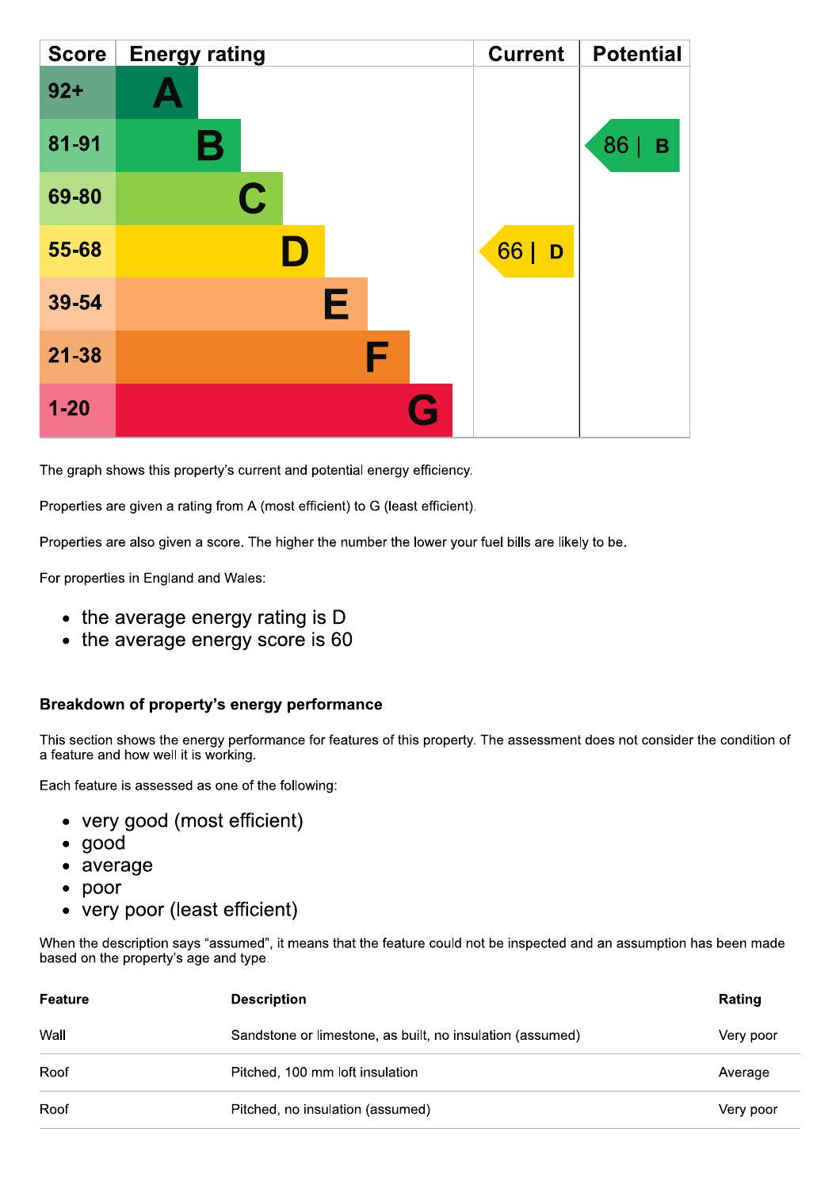| Score | Energy rating | Current | Potential |
|---|---|---|---|
| 92+ | A | | |
| 81-91 | B | | 86 \| B |
| 69-80 | C | | |
| 55-68 | D | 66 \| D | |
| 39-54 | E | | |
| 21-38 | F | | |
| 1-20 | G | | |

The graph shows this property's current and potential energy efficiency.

Properties are given a rating from A (most efficient) to G (least efficient).

Properties are also given a score. The higher the number the lower your fuel bills are likely to be.

For properties in England and Wales:

- the average energy rating is D
- the average energy score is 60

### Breakdown of property's energy performance

This section shows the energy performance for features of this property. The assessment does not consider the condition of a feature and how well it is working.

Each feature is assessed as one of the following:

- very good (most efficient)
- good
- average
- poor
- very poor (least efficient)

When the description says "assumed", it means that the feature could not be inspected and an assumption has been made based on the property's age and type.

| Feature | Description | Rating |
|---|---|---|
| Wall | Sandstone or limestone, as built, no insulation (assumed) | Very poor |
| Roof | Pitched, 100 mm loft insulation | Average |
| Roof | Pitched, no insulation (assumed) | Very poor |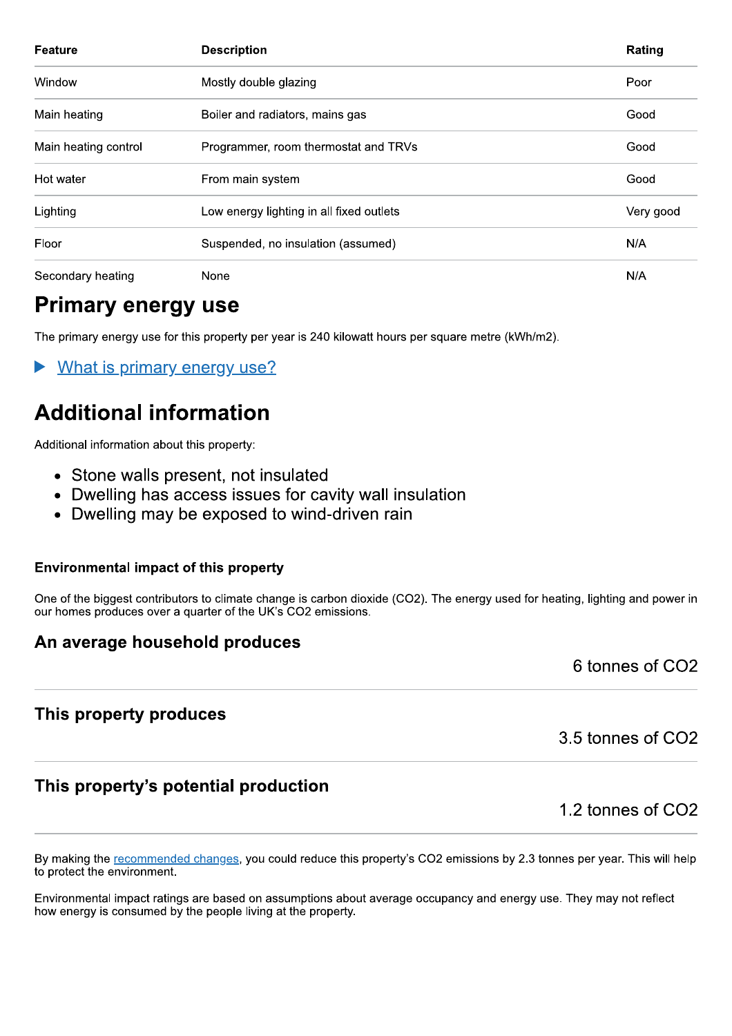| Feature | Description | Rating |
| --- | --- | --- |
| Window | Mostly double glazing | Poor |
| Main heating | Boiler and radiators, mains gas | Good |
| Main heating control | Programmer, room thermostat and TRVs | Good |
| Hot water | From main system | Good |
| Lighting | Low energy lighting in all fixed outlets | Very good |
| Floor | Suspended, no insulation (assumed) | N/A |
| Secondary heating | None | N/A |

## Primary energy use

The primary energy use for this property per year is 240 kilowatt hours per square metre (kWh/m2).

▶ What is primary energy use?

## Additional information

Additional information about this property:

- Stone walls present, not insulated
- Dwelling has access issues for cavity wall insulation
- Dwelling may be exposed to wind-driven rain

#### Environmental impact of this property

One of the biggest contributors to climate change is carbon dioxide ($CO_2$). The energy used for heating, lighting and power in our homes produces over a quarter of the UK's $CO_2$ emissions.

### An average household produces

6 tonnes of $CO_2$

### This property produces

3.5 tonnes of $CO_2$

### This property's potential production

1.2 tonnes of $CO_2$

By making the recommended changes, you could reduce this property's $CO_2$ emissions by 2.3 tonnes per year. This will help to protect the environment.

Environmental impact ratings are based on assumptions about average occupancy and energy use. They may not reflect how energy is consumed by the people living at the property.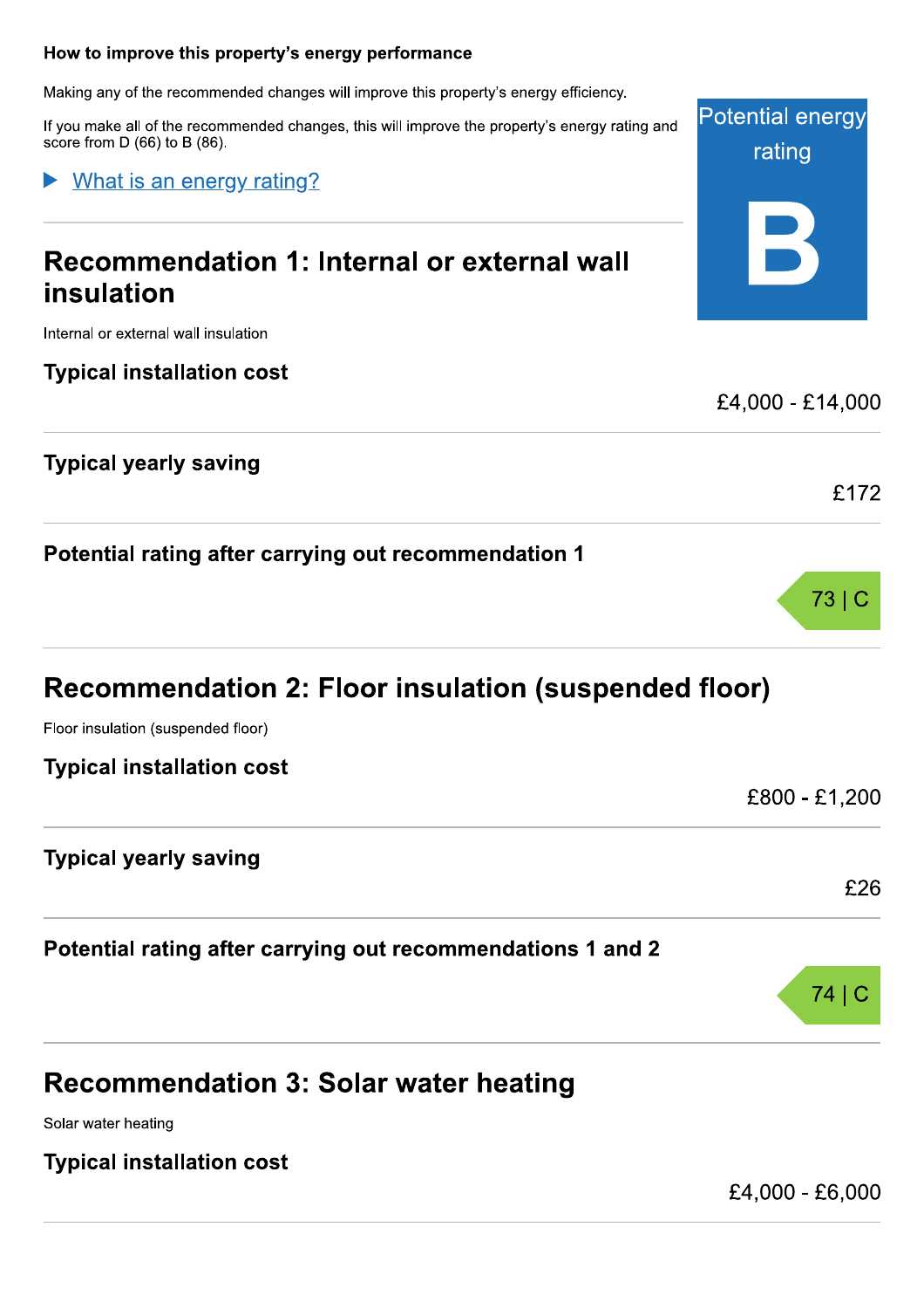### How to improve this property's energy performance

Making any of the recommended changes will improve this property's energy efficiency.

If you make all of the recommended changes, this will improve the property's energy rating and score from D (66) to B (86).

Potential energy rating

**B**

▶ What is an energy rating?

## Recommendation 1: Internal or external wall insulation

Internal or external wall insulation

**Typical installation cost**

£4,000 - £14,000

**Typical yearly saving**

£172

**Potential rating after carrying out recommendation 1**

73 | C

## Recommendation 2: Floor insulation (suspended floor)

Floor insulation (suspended floor)

**Typical installation cost**

£800 - £1,200

**Typical yearly saving**

£26

**Potential rating after carrying out recommendations 1 and 2**

74 | C

## Recommendation 3: Solar water heating

Solar water heating

**Typical installation cost**

£4,000 - £6,000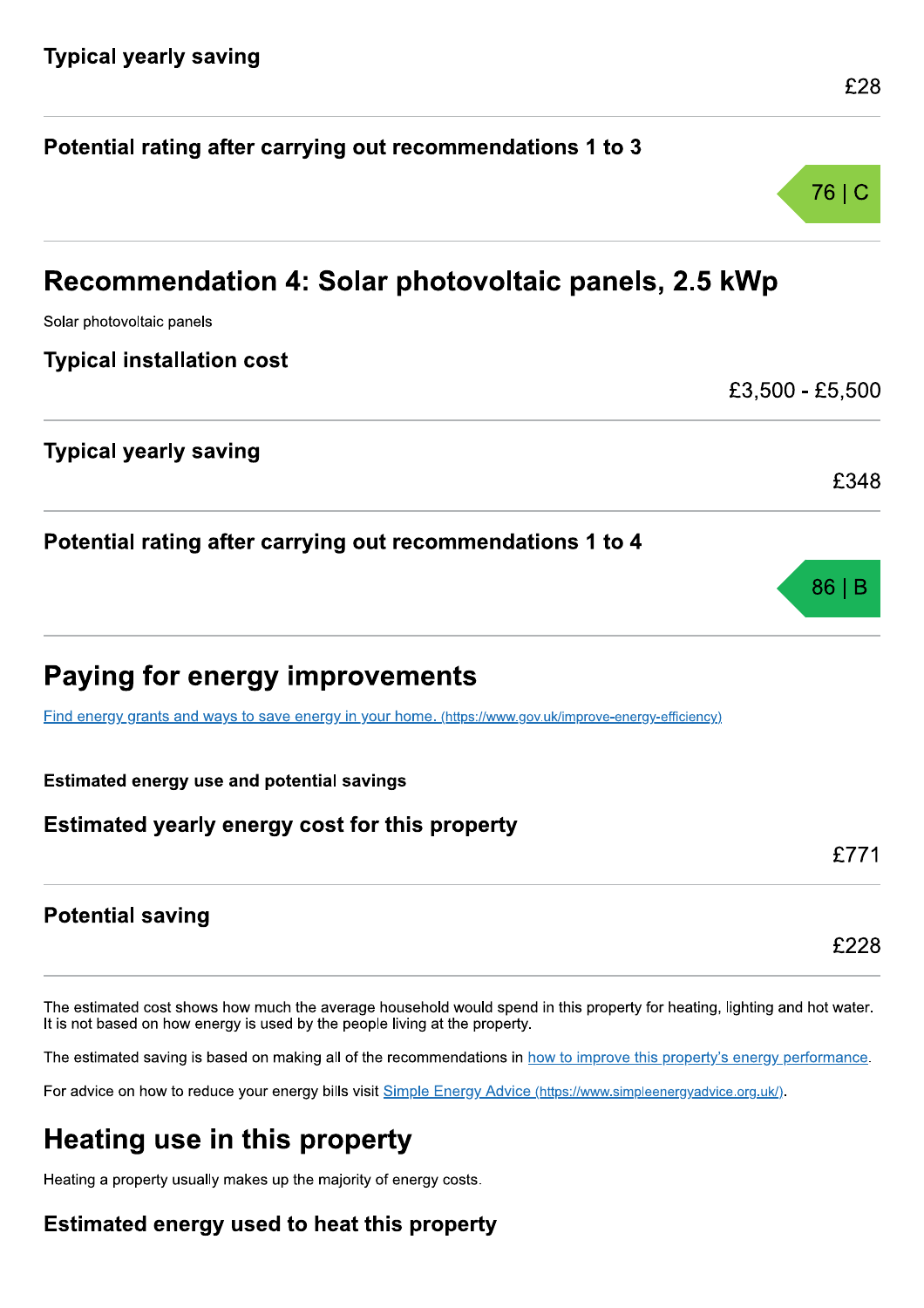### Typical yearly saving

£28

### Potential rating after carrying out recommendations 1 to 3

76 | C

## Recommendation 4: Solar photovoltaic panels, 2.5 kWp

Solar photovoltaic panels

### Typical installation cost

£3,500 - £5,500

### Typical yearly saving

£348

### Potential rating after carrying out recommendations 1 to 4

86 | B

## Paying for energy improvements

[Find energy grants and ways to save energy in your home. (https://www.gov.uk/improve-energy-efficiency)](https://www.gov.uk/improve-energy-efficiency)

**Estimated energy use and potential savings**

### Estimated yearly energy cost for this property

£771

### Potential saving

£228

The estimated cost shows how much the average household would spend in this property for heating, lighting and hot water. It is not based on how energy is used by the people living at the property.

The estimated saving is based on making all of the recommendations in how to improve this property's energy performance.

For advice on how to reduce your energy bills visit [Simple Energy Advice (https://www.simpleenergyadvice.org.uk/)](https://www.simpleenergyadvice.org.uk/).

## Heating use in this property

Heating a property usually makes up the majority of energy costs.

### Estimated energy used to heat this property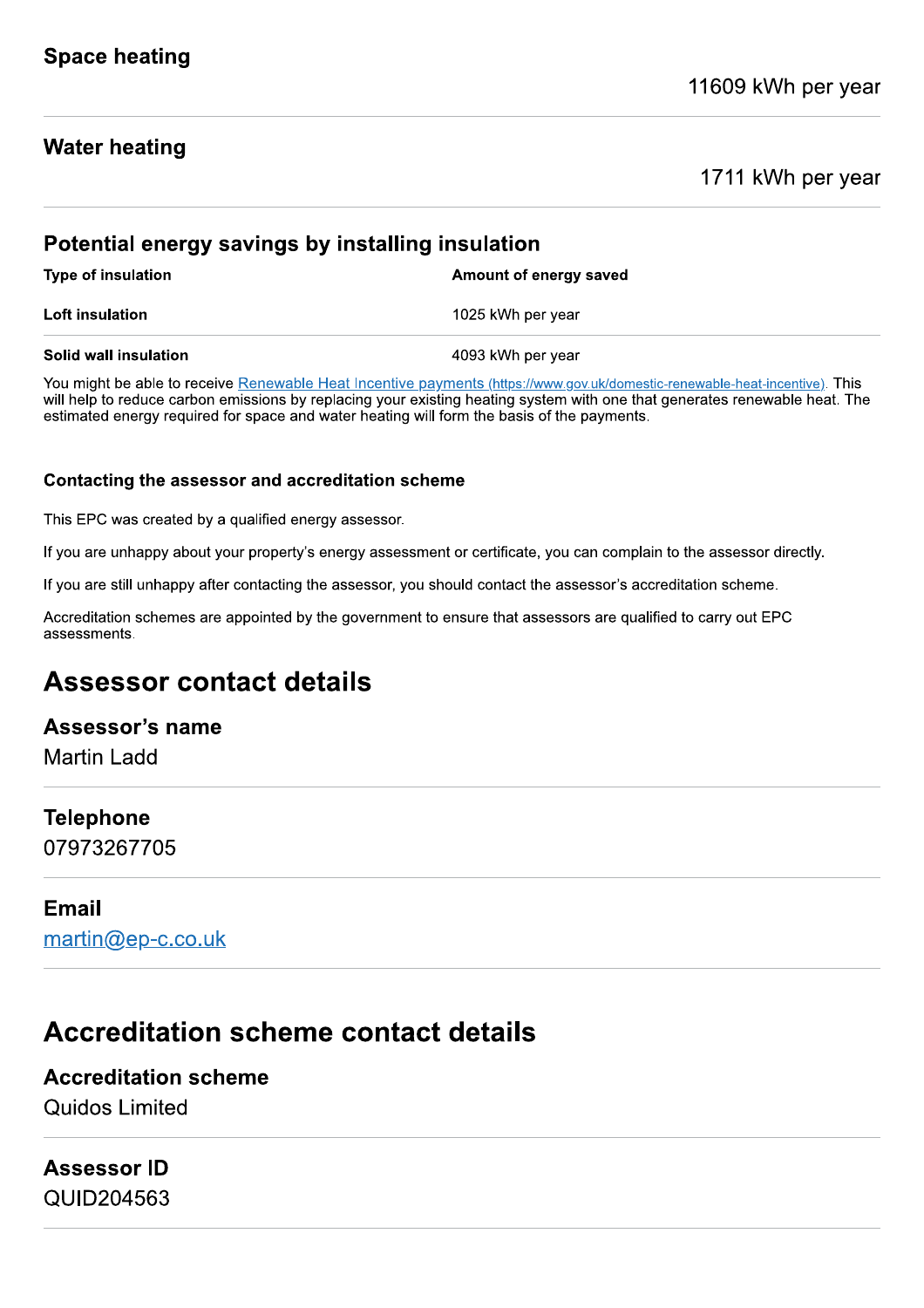### Space heating

11609 kWh per year

### Water heating

1711 kWh per year

### Potential energy savings by installing insulation

| Type of insulation | Amount of energy saved |
| --- | --- |
| **Loft insulation** | 1025 kWh per year |
| **Solid wall insulation** | 4093 kWh per year |

You might be able to receive [Renewable Heat Incentive payments (https://www.gov.uk/domestic-renewable-heat-incentive)](https://www.gov.uk/domestic-renewable-heat-incentive). This will help to reduce carbon emissions by replacing your existing heating system with one that generates renewable heat. The estimated energy required for space and water heating will form the basis of the payments.

#### Contacting the assessor and accreditation scheme

This EPC was created by a qualified energy assessor.

If you are unhappy about your property's energy assessment or certificate, you can complain to the assessor directly.

If you are still unhappy after contacting the assessor, you should contact the assessor's accreditation scheme.

Accreditation schemes are appointed by the government to ensure that assessors are qualified to carry out EPC assessments.

## Assessor contact details

### Assessor's name

Martin Ladd

### Telephone

07973267705

### Email

[martin@ep-c.co.uk](mailto:martin@ep-c.co.uk)

## Accreditation scheme contact details

### Accreditation scheme

Quidos Limited

### Assessor ID

QUID204563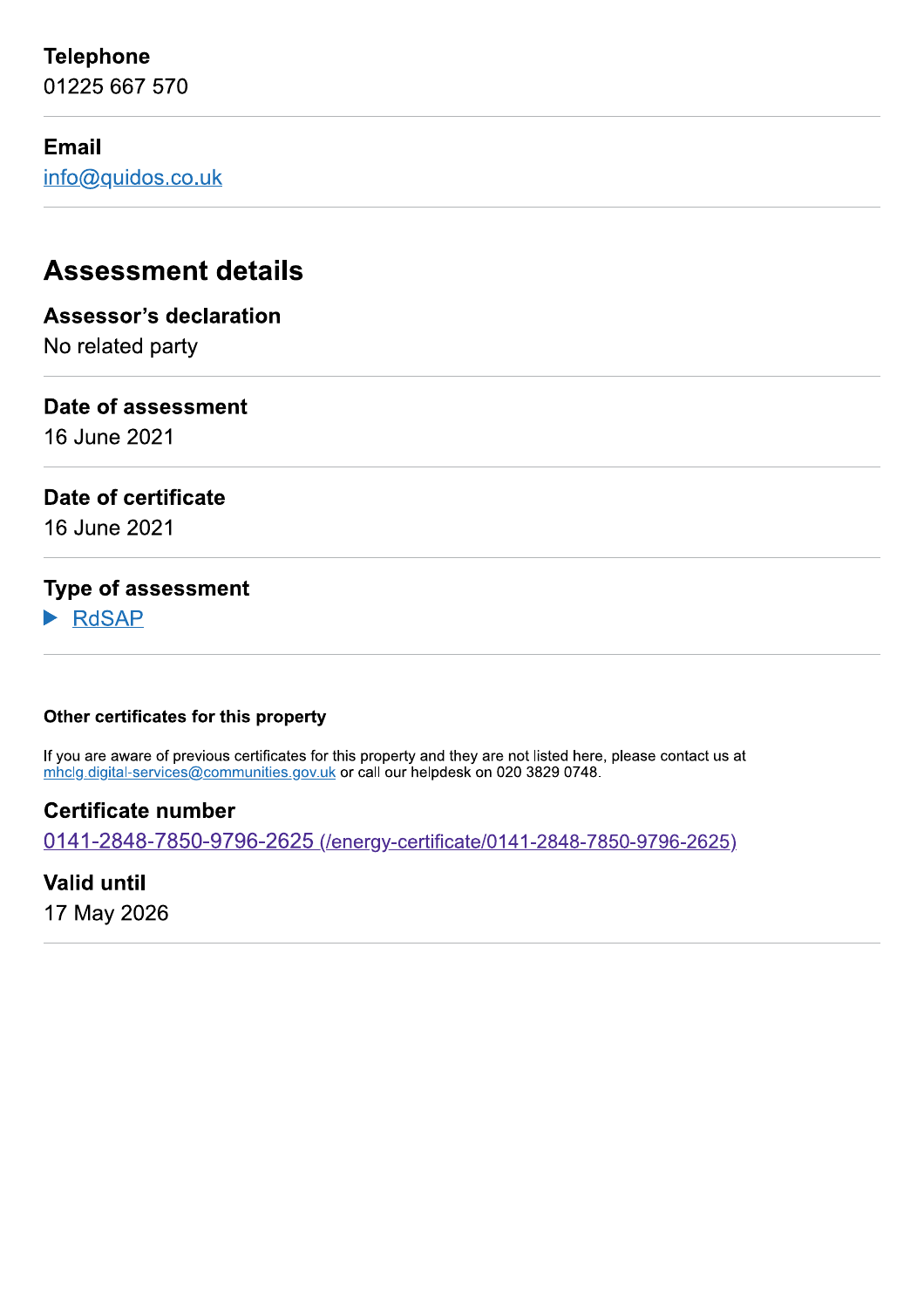### Telephone

01225 667 570

### Email

info@quidos.co.uk

## Assessment details

### Assessor's declaration

No related party

### Date of assessment

16 June 2021

### Date of certificate

16 June 2021

### Type of assessment

▶ RdSAP

#### Other certificates for this property

If you are aware of previous certificates for this property and they are not listed here, please contact us at mhclg.digital-services@communities.gov.uk or call our helpdesk on 020 3829 0748.

### Certificate number

0141-2848-7850-9796-2625 (/energy-certificate/0141-2848-7850-9796-2625)

### Valid until

17 May 2026